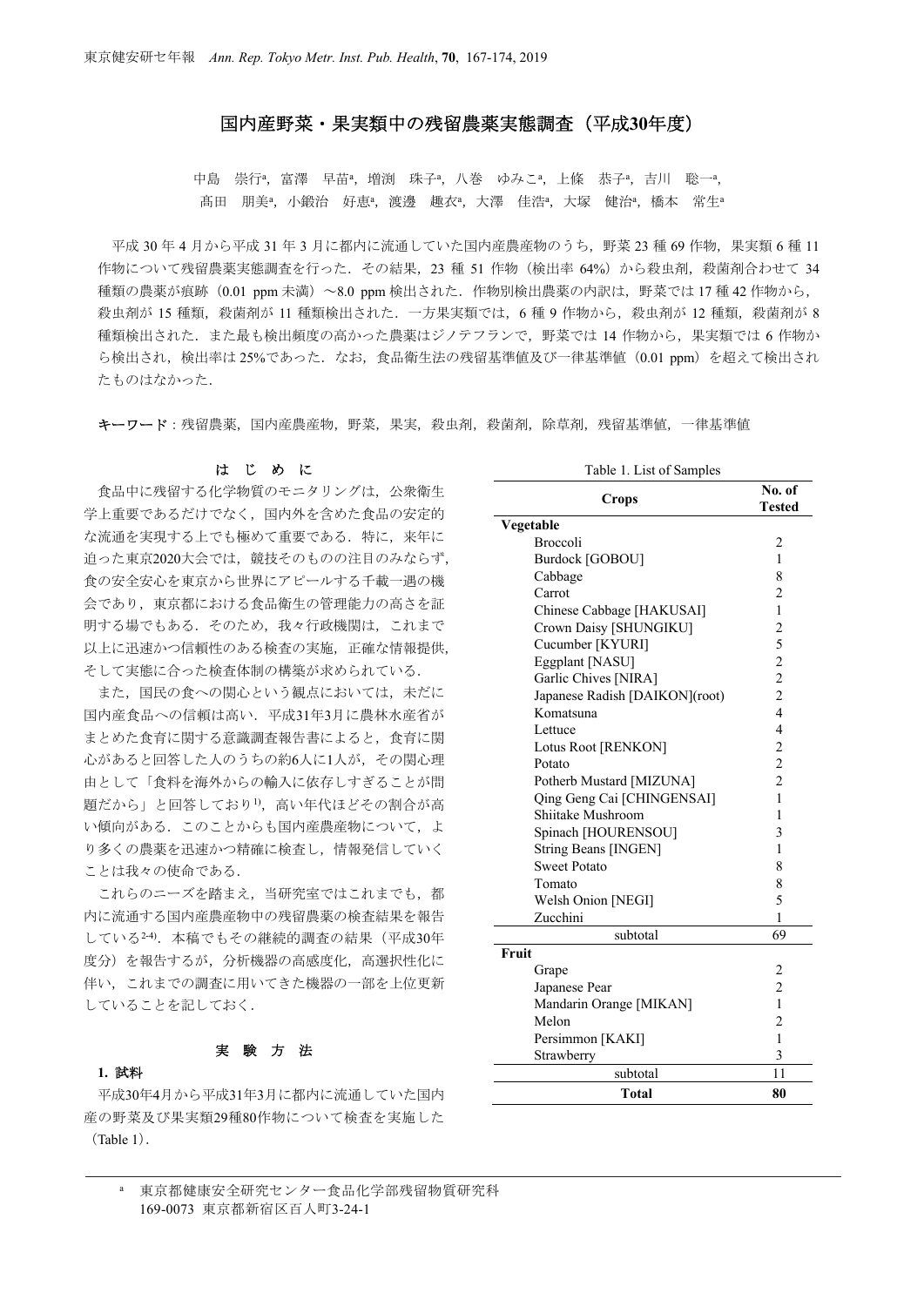# 国内産野菜・果実類中の残留農薬実態調査（平成30年度）

中島　崇行[a]，富澤　早苗[a]，増渕　珠子[a]，八巻　ゆみこ[a]，上條　恭子[a]，吉川　聡一[a]，髙田　朋美[a]，小鍛治　好恵[a]，渡邊　趣衣[a]，大澤　佳浩[a]，大塚　健治[a]，橋本　常生[a]

平成 30 年 4 月から平成 31 年 3 月に都内に流通していた国内産農産物のうち，野菜 23 種 69 作物，果実類 6 種 11 作物について残留農薬実態調査を行った．その結果，23 種 51 作物（検出率 64%）から殺虫剤，殺菌剤合わせて 34 種類の農薬が痕跡（0.01 ppm 未満）～8.0 ppm 検出された．作物別検出農薬の内訳は，野菜では 17 種 42 作物から，殺虫剤が 15 種類，殺菌剤が 11 種類検出された．一方果実類では，6 種 9 作物から，殺虫剤が 12 種類，殺菌剤が 8 種類検出された．また最も検出頻度の高かった農薬はジノテフランで，野菜では 14 作物から，果実類では 6 作物から検出され，検出率は 25%であった．なお，食品衛生法の残留基準値及び一律基準値（0.01 ppm）を超えて検出されたものはなかった．

**キーワード**：残留農薬，国内産農産物，野菜，果実，殺虫剤，殺菌剤，除草剤，残留基準値，一律基準値

## はじめに

食品中に残留する化学物質のモニタリングは，公衆衛生学上重要であるだけでなく，国内外を含めた食品の安定的な流通を実現する上でも極めて重要である．特に，来年に迫った東京2020大会では，競技そのものの注目のみならず，食の安全安心を東京から世界にアピールする千載一遇の機会であり，東京都における食品衛生の管理能力の高さを証明する場でもある．そのため，我々行政機関は，これまで以上に迅速かつ信頼性のある検査の実施，正確な情報提供，そして実態に合った検査体制の構築が求められている．

また，国民の食への関心という観点においては，未だに国内産食品への信頼は高い．平成31年3月に農林水産省がまとめた食育に関する意識調査報告書によると，食育に関心があると回答した人のうちの約6人に1人が，その関心理由として「食料を海外からの輸入に依存しすぎることが問題だから」と回答しており[1]，高い年代ほどその割合が高い傾向がある．このことからも国内産農産物について，より多くの農薬を迅速かつ精確に検査し，情報発信していくことは我々の使命である．

これらのニーズを踏まえ，当研究室ではこれまでも，都内に流通する国内産農産物中の残留農薬の検査結果を報告している[2-4]．本稿でもその継続的調査の結果（平成30年度分）を報告するが，分析機器の高感度化，高選択性化に伴い，これまでの調査に用いてきた機器の一部を上位更新していることを記しておく．

## 実験方法

### 1. 試料

平成30年4月から平成31年3月に都内に流通していた国内産の野菜及び果実類29種80作物について検査を実施した（Table 1）．

Table 1. List of Samples

| Crops | No. of Tested |
|---|---|
| **Vegetable** | |
| Broccoli | 2 |
| Burdock [GOBOU] | 1 |
| Cabbage | 8 |
| Carrot | 2 |
| Chinese Cabbage [HAKUSAI] | 1 |
| Crown Daisy [SHUNGIKU] | 2 |
| Cucumber [KYURI] | 5 |
| Eggplant [NASU] | 2 |
| Garlic Chives [NIRA] | 2 |
| Japanese Radish [DAIKON](root) | 2 |
| Komatsuna | 4 |
| Lettuce | 4 |
| Lotus Root [RENKON] | 2 |
| Potato | 2 |
| Potherb Mustard [MIZUNA] | 2 |
| Qing Geng Cai [CHINGENSAI] | 1 |
| Shiitake Mushroom | 1 |
| Spinach [HOURENSOU] | 3 |
| String Beans [INGEN] | 1 |
| Sweet Potato | 8 |
| Tomato | 8 |
| Welsh Onion [NEGI] | 5 |
| Zucchini | 1 |
| subtotal | 69 |
| **Fruit** | |
| Grape | 2 |
| Japanese Pear | 2 |
| Mandarin Orange [MIKAN] | 1 |
| Melon | 2 |
| Persimmon [KAKI] | 1 |
| Strawberry | 3 |
| subtotal | 11 |
| **Total** | **80** |

[a] 東京都健康安全研究センター食品化学部残留物質研究科
169-0073 東京都新宿区百人町3-24-1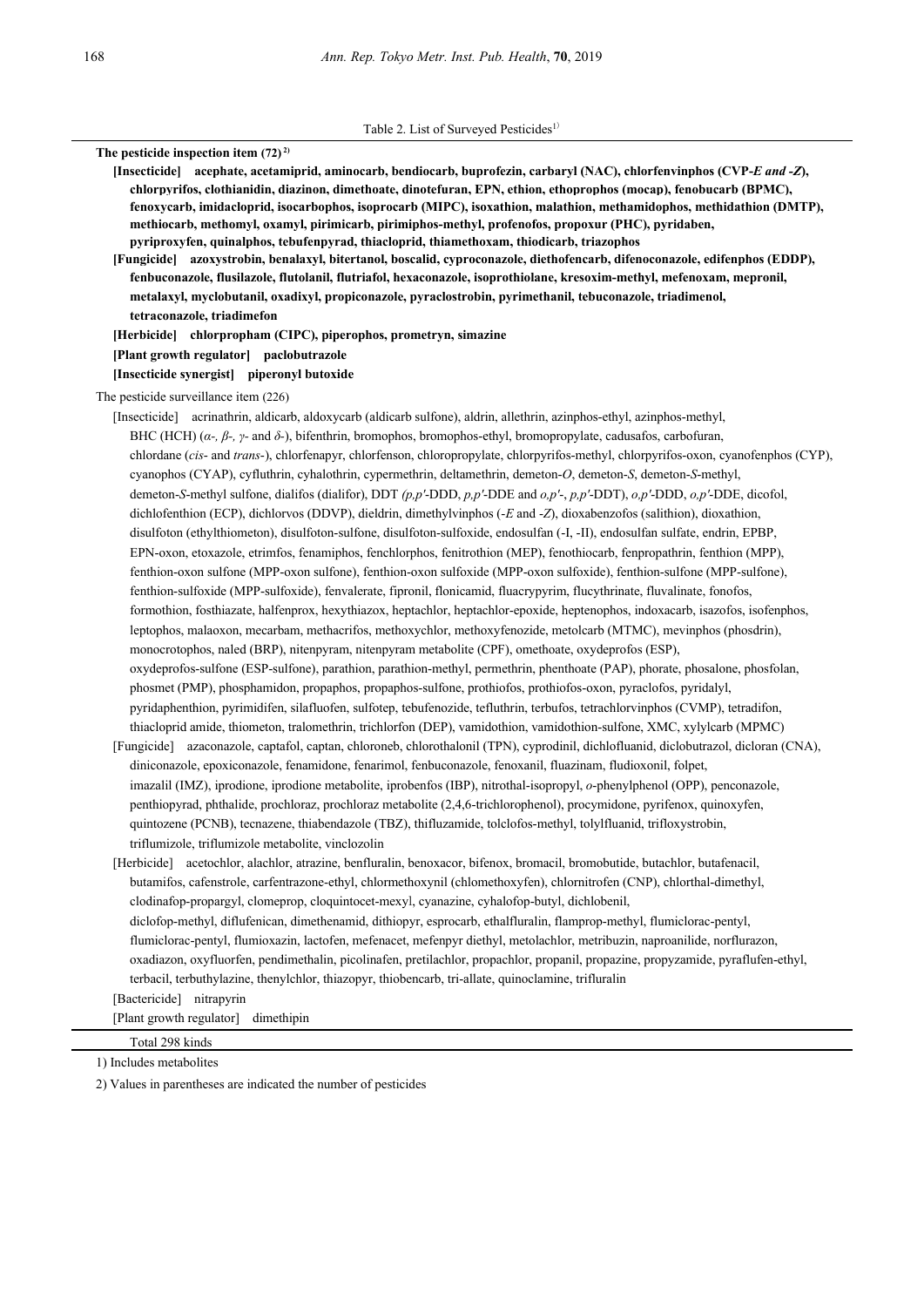Table 2. List of Surveyed Pesticides[1)]

**The pesticide inspection item (72)[2)]**

**[Insecticide] acephate, acetamiprid, aminocarb, bendiocarb, buprofezin, carbaryl (NAC), chlorfenvinphos (CVP-*E and -Z*), chlorpyrifos, clothianidin, diazinon, dimethoate, dinotefuran, EPN, ethion, ethoprophos (mocap), fenobucarb (BPMC), fenoxycarb, imidacloprid, isocarbophos, isoprocarb (MIPC), isoxathion, malathion, methamidophos, methidathion (DMTP), methiocarb, methomyl, oxamyl, pirimicarb, pirimiphos-methyl, profenofos, propoxur (PHC), pyridaben, pyriproxyfen, quinalphos, tebufenpyrad, thiacloprid, thiamethoxam, thiodicarb, triazophos**

**[Fungicide] azoxystrobin, benalaxyl, bitertanol, boscalid, cyproconazole, diethofencarb, difenoconazole, edifenphos (EDDP), fenbuconazole, flusilazole, flutolanil, flutriafol, hexaconazole, isoprothiolane, kresoxim-methyl, mefenoxam, mepronil, metalaxyl, myclobutanil, oxadixyl, propiconazole, pyraclostrobin, pyrimethanil, tebuconazole, triadimenol, tetraconazole, triadimefon**

**[Herbicide] chlorpropham (CIPC), piperophos, prometryn, simazine**

**[Plant growth regulator] paclobutrazole**

**[Insecticide synergist] piperonyl butoxide**

The pesticide surveillance item (226)

[Insecticide] acrinathrin, aldicarb, aldoxycarb (aldicarb sulfone), aldrin, allethrin, azinphos-ethyl, azinphos-methyl, BHC (HCH) (*α-, β-, γ-* and *δ-*), bifenthrin, bromophos, bromophos-ethyl, bromopropylate, cadusafos, carbofuran, chlordane (*cis-* and *trans-*), chlorfenapyr, chlorfenson, chloropropylate, chlorpyrifos-methyl, chlorpyrifos-oxon, cyanofenphos (CYP), cyanophos (CYAP), cyfluthrin, cyhalothrin, cypermethrin, deltamethrin, demeton-*O*, demeton-*S*, demeton-*S*-methyl, demeton-*S*-methyl sulfone, dialifos (dialifor), DDT *(p,p′*-DDD, *p,p′*-DDE and *o,p′*-, *p,p′*-DDT), *o,p′*-DDD, *o,p′*-DDE, dicofol, dichlofenthion (ECP), dichlorvos (DDVP), dieldrin, dimethylvinphos (-*E* and -*Z*), dioxabenzofos (salithion), dioxathion, disulfoton (ethylthiometon), disulfoton-sulfone, disulfoton-sulfoxide, endosulfan (-I, -II), endosulfan sulfate, endrin, EPBP, EPN-oxon, etoxazole, etrimfos, fenamiphos, fenchlorphos, fenitrothion (MEP), fenothiocarb, fenpropathrin, fenthion (MPP), fenthion-oxon sulfone (MPP-oxon sulfone), fenthion-oxon sulfoxide (MPP-oxon sulfoxide), fenthion-sulfone (MPP-sulfone), fenthion-sulfoxide (MPP-sulfoxide), fenvalerate, fipronil, flonicamid, fluacrypyrim, flucythrinate, fluvalinate, fonofos, formothion, fosthiazate, halfenprox, hexythiazox, heptachlor, heptachlor-epoxide, heptenophos, indoxacarb, isazofos, isofenphos, leptophos, malaoxon, mecarbam, methacrifos, methoxychlor, methoxyfenozide, metolcarb (MTMC), mevinphos (phosdrin), monocrotophos, naled (BRP), nitenpyram, nitenpyram metabolite (CPF), omethoate, oxydeprofos (ESP), oxydeprofos-sulfone (ESP-sulfone), parathion, parathion-methyl, permethrin, phenthoate (PAP), phorate, phosalone, phosfolan, phosmet (PMP), phosphamidon, propaphos, propaphos-sulfone, prothiofos, prothiofos-oxon, pyraclofos, pyridalyl, pyridaphenthion, pyrimidifen, silafluofen, sulfotep, tebufenozide, tefluthrin, terbufos, tetrachlorvinphos (CVMP), tetradifon, thiacloprid amide, thiometon, tralomethrin, trichlorfon (DEP), vamidothion, vamidothion-sulfone, XMC, xylylcarb (MPMC)

[Fungicide] azaconazole, captafol, captan, chloroneb, chlorothalonil (TPN), cyprodinil, dichlofluanid, diclobutrazol, dicloran (CNA), diniconazole, epoxiconazole, fenamidone, fenarimol, fenbuconazole, fenoxanil, fluazinam, fludioxonil, folpet, imazalil (IMZ), iprodione, iprodione metabolite, iprobenfos (IBP), nitrothal-isopropyl, *o*-phenylphenol (OPP), penconazole, penthiopyrad, phthalide, prochloraz, prochloraz metabolite (2,4,6-trichlorophenol), procymidone, pyrifenox, quinoxyfen, quintozene (PCNB), tecnazene, thiabendazole (TBZ), thifluzamide, tolclofos-methyl, tolylfluanid, trifloxystrobin, triflumizole, triflumizole metabolite, vinclozolin

[Herbicide] acetochlor, alachlor, atrazine, benfluralin, benoxacor, bifenox, bromacil, bromobutide, butachlor, butafenacil, butamifos, cafenstrole, carfentrazone-ethyl, chlormethoxynil (chlomethoxyfen), chlornitrofen (CNP), chlorthal-dimethyl, clodinafop-propargyl, clomeprop, cloquintocet-mexyl, cyanazine, cyhalofop-butyl, dichlobenil, diclofop-methyl, diflufenican, dimethenamid, dithiopyr, esprocarb, ethalfluralin, flamprop-methyl, flumiclorac-pentyl, flumiclorac-pentyl, flumioxazin, lactofen, mefenacet, mefenpyr diethyl, metolachlor, metribuzin, naproanilide, norflurazon, oxadiazon, oxyfluorfen, pendimethalin, picolinafen, pretilachlor, propachlor, propanil, propazine, propyzamide, pyraflufen-ethyl, terbacil, terbuthylazine, thenylchlor, thiazopyr, thiobencarb, tri-allate, quinoclamine, trifluralin

[Bactericide] nitrapyrin

[Plant growth regulator] dimethipin

Total 298 kinds

1) Includes metabolites

2) Values in parentheses are indicated the number of pesticides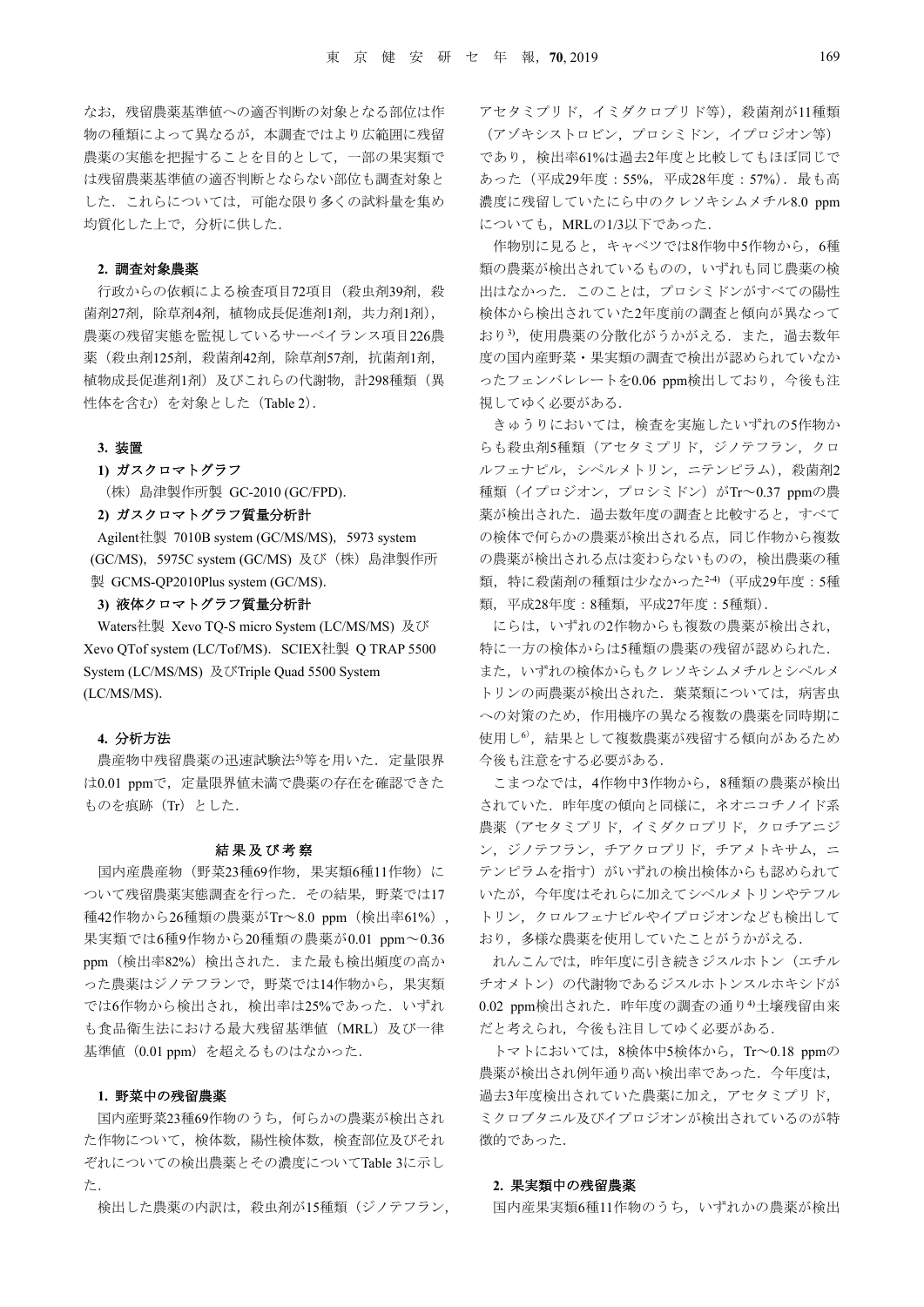なお，残留農薬基準値への適否判断の対象となる部位は作物の種類によって異なるが，本調査ではより広範囲に残留農薬の実態を把握することを目的として，一部の果実類では残留農薬基準値の適否判断とならない部位も調査対象とした．これらについては，可能な限り多くの試料量を集め均質化した上で，分析に供した．

**2. 調査対象農薬**

行政からの依頼による検査項目72項目（殺虫剤39剤，殺菌剤27剤，除草剤4剤，植物成長促進剤1剤，共力剤1剤），農薬の残留実態を監視しているサーベイランス項目226農薬（殺虫剤125剤，殺菌剤42剤，除草剤57剤，抗菌剤1剤，植物成長促進剤1剤）及びこれらの代謝物，計298種類（異性体を含む）を対象とした（Table 2）．

**3. 装置**

**1) ガスクロマトグラフ**

（株）島津製作所製 GC-2010 (GC/FPD).

**2) ガスクロマトグラフ質量分析計**

Agilent社製 7010B system (GC/MS/MS)，5973 system (GC/MS)，5975C system (GC/MS) 及び（株）島津製作所製 GCMS-QP2010Plus system (GC/MS).

**3) 液体クロマトグラフ質量分析計**

Waters社製 Xevo TQ-S micro System (LC/MS/MS) 及び Xevo QTof system (LC/Tof/MS)．SCIEX社製 Q TRAP 5500 System (LC/MS/MS) 及びTriple Quad 5500 System (LC/MS/MS).

**4. 分析方法**

農産物中残留農薬の迅速試験法[5]等を用いた．定量限界は0.01 ppmで，定量限界値未満で農薬の存在を確認できたものを痕跡（Tr）とした．

## 結果及び考察

国内産農産物（野菜23種69作物，果実類6種11作物）について残留農薬実態調査を行った．その結果，野菜では17種42作物から26種類の農薬がTr～8.0 ppm（検出率61%），果実類では6種9作物から20種類の農薬が0.01 ppm～0.36 ppm（検出率82%）検出された．また最も検出頻度の高かった農薬はジノテフランで，野菜では14作物から，果実類では6作物から検出され，検出率は25%であった．いずれも食品衛生法における最大残留基準値（MRL）及び一律基準値（0.01 ppm）を超えるものはなかった．

**1. 野菜中の残留農薬**

国内産野菜23種69作物のうち，何らかの農薬が検出された作物について，検体数，陽性検体数，検査部位及びそれぞれについての検出農薬とその濃度についてTable 3に示した．

検出した農薬の内訳は，殺虫剤が15種類（ジノテフラン，アセタミプリド，イミダクロプリド等），殺菌剤が11種類（アゾキシストロビン，プロシミドン，イプロジオン等）であり，検出率61%は過去2年度と比較してもほぼ同じであった（平成29年度：55%，平成28年度：57%）．最も高濃度に残留していたにら中のクレソキシムメチル8.0 ppmについても，MRLの1/3以下であった．

作物別に見ると，キャベツでは8作物中5作物から，6種類の農薬が検出されているものの，いずれも同じ農薬の検出はなかった．このことは，プロシミドンがすべての陽性検体から検出されていた2年度前の調査と傾向が異なっており[3]，使用農薬の分散化がうかがえる．また，過去数年度の国内産野菜・果実類の調査で検出が認められていなかったフェンバレレートを0.06 ppm検出しており，今後も注視してゆく必要がある．

きゅうりにおいては，検査を実施したいずれの5作物からも殺虫剤5種類（アセタミプリド，ジノテフラン，クロルフェナピル，シペルメトリン，ニテンピラム），殺菌剤2種類（イプロジオン，プロシミドン）がTr～0.37 ppmの農薬が検出された．過去数年度の調査と比較すると，すべての検体で何らかの農薬が検出される点，同じ作物から複数の農薬が検出される点は変わらないものの，検出農薬の種類，特に殺菌剤の種類は少なかった[2-4]（平成29年度：5種類，平成28年度：8種類，平成27年度：5種類）．

にらは，いずれの2作物からも複数の農薬が検出され，特に一方の検体からは5種類の農薬の残留が認められた．また，いずれの検体からもクレソキシムメチルとシペルメトリンの両農薬が検出された．葉菜類については，病害虫への対策のため，作用機序の異なる複数の農薬を同時期に使用し[6]，結果として複数農薬が残留する傾向があるため今後も注意をする必要がある．

こまつなでは，4作物中3作物から，8種類の農薬が検出されていた．昨年度の傾向と同様に，ネオニコチノイド系農薬（アセタミプリド，イミダクロプリド，クロチアニジン，ジノテフラン，チアクロプリド，チアメトキサム，ニテンピラムを指す）がいずれの検出検体からも認められていたが，今年度はそれらに加えてシペルメトリンやテフルトリン，クロルフェナピルやイプロジオンなども検出しており，多様な農薬を使用していたことがうかがえる．

れんこんでは，昨年度に引き続きジスルホトン（エチルチオメトン）の代謝物であるジスルホトンスルホキシドが0.02 ppm検出された．昨年度の調査の通り[4]土壌残留由来だと考えられ，今後も注目してゆく必要がある．

トマトにおいては，8検体中5検体から，Tr～0.18 ppmの農薬が検出され例年通り高い検出率であった．今年度は，過去3年度検出されていた農薬に加え，アセタミプリド，ミクロブタニル及びイプロジオンが検出されているのが特徴的であった．

**2. 果実類中の残留農薬**

国内産果実類6種11作物のうち，いずれかの農薬が検出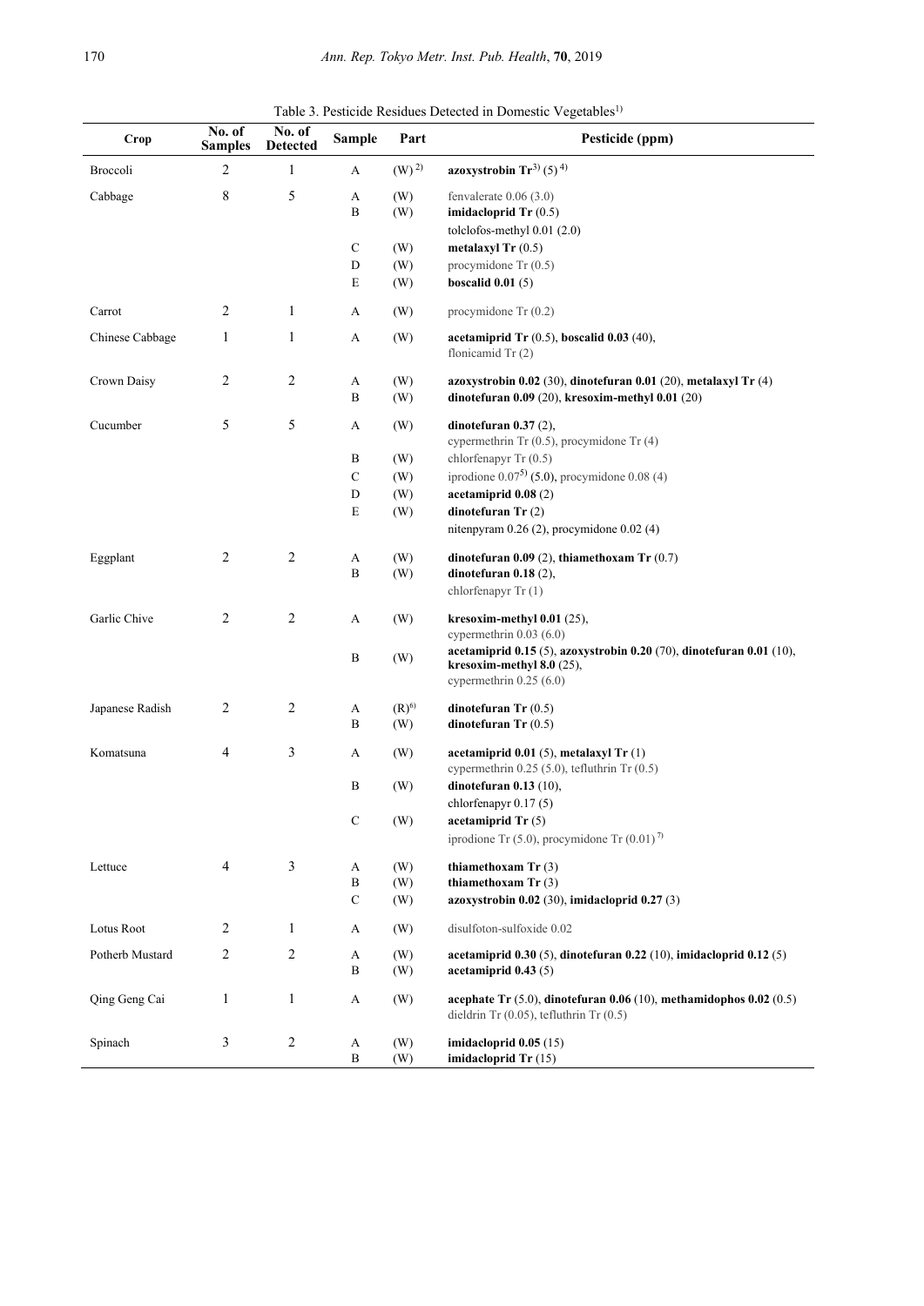Table 3. Pesticide Residues Detected in Domestic Vegetables[1)]

| Crop | No. of Samples | No. of Detected | Sample | Part | Pesticide (ppm) |
|---|---|---|---|---|---|
| Broccoli | 2 | 1 | A | (W)[2)] | **azoxystrobin Tr**[3)] (5)[4)] |
| Cabbage | 8 | 5 | A | (W) | fenvalerate 0.06 (3.0) |
| | | | B | (W) | **imidacloprid Tr** (0.5) |
| | | | | | tolclofos-methyl 0.01 (2.0) |
| | | | C | (W) | **metalaxyl Tr** (0.5) |
| | | | D | (W) | procymidone Tr (0.5) |
| | | | E | (W) | **boscalid 0.01** (5) |
| Carrot | 2 | 1 | A | (W) | procymidone Tr (0.2) |
| Chinese Cabbage | 1 | 1 | A | (W) | **acetamiprid Tr** (0.5), **boscalid 0.03** (40), flonicamid Tr (2) |
| Crown Daisy | 2 | 2 | A | (W) | **azoxystrobin 0.02** (30), **dinotefuran 0.01** (20), **metalaxyl Tr** (4) |
| | | | B | (W) | **dinotefuran 0.09** (20), **kresoxim-methyl 0.01** (20) |
| Cucumber | 5 | 5 | A | (W) | **dinotefuran 0.37** (2), cypermethrin Tr (0.5), procymidone Tr (4) |
| | | | B | (W) | chlorfenapyr Tr (0.5) |
| | | | C | (W) | iprodione 0.07[5)] **(5.0)**, procymidone 0.08 (4) |
| | | | D | (W) | **acetamiprid 0.08** (2) |
| | | | E | (W) | **dinotefuran Tr** (2) |
| | | | | | nitenpyram 0.26 (2), procymidone 0.02 (4) |
| Eggplant | 2 | 2 | A | (W) | **dinotefuran 0.09** (2), **thiamethoxam Tr** (0.7) |
| | | | B | (W) | **dinotefuran 0.18** (2), chlorfenapyr Tr (1) |
| Garlic Chive | 2 | 2 | A | (W) | **kresoxim-methyl 0.01** (25), cypermethrin 0.03 (6.0) |
| | | | B | (W) | **acetamiprid 0.15** (5), **azoxystrobin 0.20** (70), **dinotefuran 0.01** (10), **kresoxim-methyl 8.0** (25), cypermethrin 0.25 (6.0) |
| Japanese Radish | 2 | 2 | A | (R)[6)] | **dinotefuran Tr** (0.5) |
| | | | B | (W) | **dinotefuran Tr** (0.5) |
| Komatsuna | 4 | 3 | A | (W) | **acetamiprid 0.01** (5), **metalaxyl Tr** (1) cypermethrin 0.25 (5.0), tefluthrin Tr (0.5) |
| | | | B | (W) | **dinotefuran 0.13** (10), chlorfenapyr 0.17 (5) |
| | | | C | (W) | **acetamiprid Tr** (5) |
| | | | | | iprodione Tr (5.0), procymidone Tr (0.01)[7)] |
| Lettuce | 4 | 3 | A | (W) | **thiamethoxam Tr** (3) |
| | | | B | (W) | **thiamethoxam Tr** (3) |
| | | | C | (W) | **azoxystrobin 0.02** (30), **imidacloprid 0.27** (3) |
| Lotus Root | 2 | 1 | A | (W) | disulfoton-sulfoxide 0.02 |
| Potherb Mustard | 2 | 2 | A | (W) | **acetamiprid 0.30** (5), **dinotefuran 0.22** (10), **imidacloprid 0.12** (5) |
| | | | B | (W) | **acetamiprid 0.43** (5) |
| Qing Geng Cai | 1 | 1 | A | (W) | **acephate Tr** (5.0), **dinotefuran 0.06** (10), **methamidophos 0.02** (0.5) dieldrin Tr (0.05), tefluthrin Tr (0.5) |
| Spinach | 3 | 2 | A | (W) | **imidacloprid 0.05** (15) |
| | | | B | (W) | **imidacloprid Tr** (15) |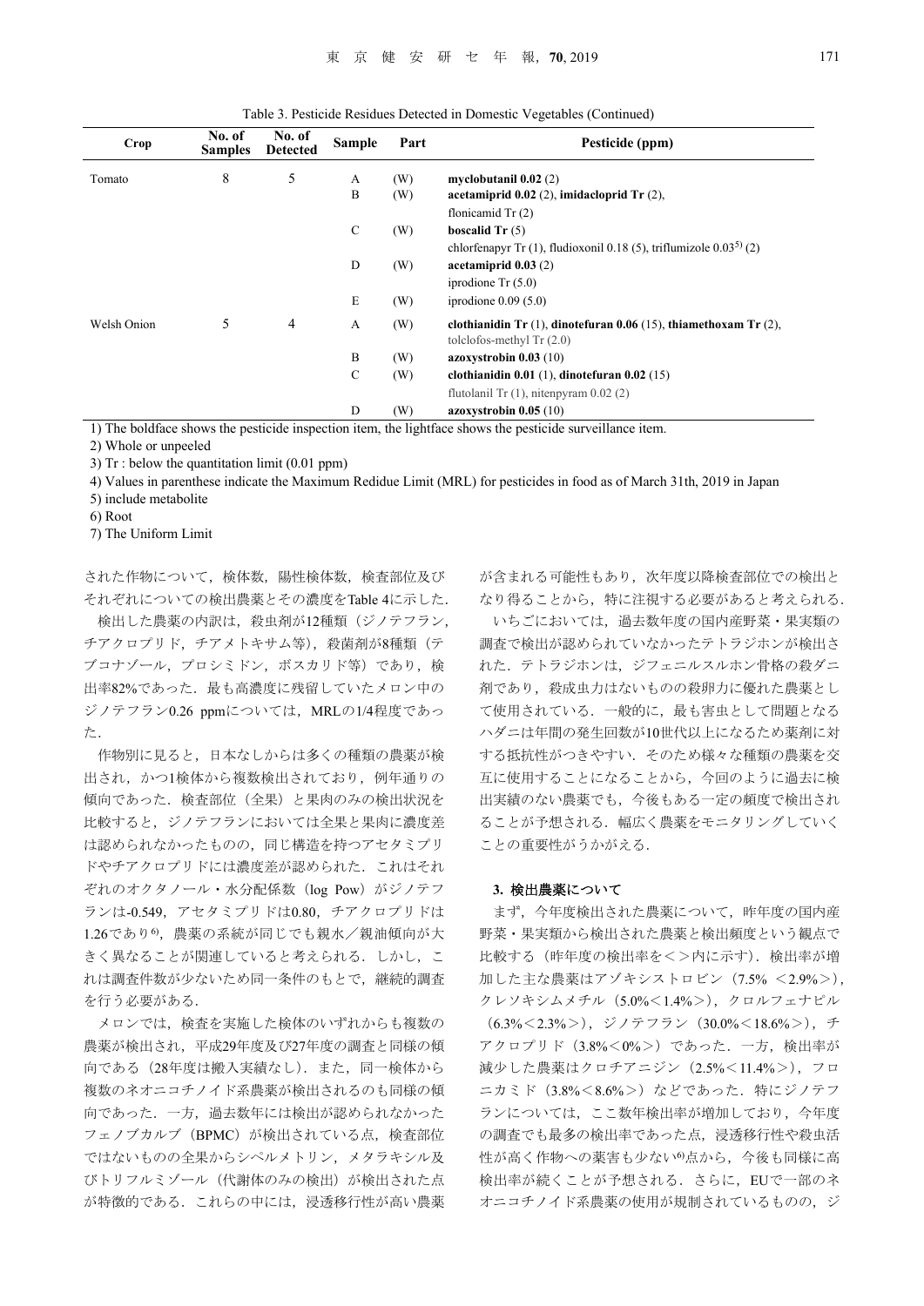Table 3. Pesticide Residues Detected in Domestic Vegetables (Continued)

| Crop | No. of Samples | No. of Detected | Sample | Part | Pesticide (ppm) |
|---|---|---|---|---|---|
| Tomato | 8 | 5 | A | (W) | **myclobutanil 0.02** (2) |
| | | | B | (W) | **acetamiprid 0.02** (2), **imidacloprid Tr** (2), flonicamid Tr (2) |
| | | | C | (W) | **boscalid Tr** (5) chlorfenapyr Tr (1), fludioxonil 0.18 (5), triflumizole 0.03[5] (2) |
| | | | D | (W) | **acetamiprid 0.03** (2) iprodione Tr (5.0) |
| | | | E | (W) | iprodione 0.09 (5.0) |
| Welsh Onion | 5 | 4 | A | (W) | **clothianidin Tr** (1), **dinotefuran 0.06** (15), **thiamethoxam Tr** (2), tolclofos-methyl Tr (2.0) |
| | | | B | (W) | **azoxystrobin 0.03** (10) |
| | | | C | (W) | **clothianidin 0.01** (1), **dinotefuran 0.02** (15) flutolanil Tr (1), nitenpyram 0.02 (2) |
| | | | D | (W) | **azoxystrobin 0.05** (10) |

1) The boldface shows the pesticide inspection item, the lightface shows the pesticide surveillance item.
2) Whole or unpeeled
3) Tr : below the quantitation limit (0.01 ppm)
4) Values in parenthese indicate the Maximum Redidue Limit (MRL) for pesticides in food as of March 31th, 2019 in Japan
5) include metabolite
6) Root
7) The Uniform Limit

された作物について，検体数，陽性検体数，検査部位及びそれぞれについての検出農薬とその濃度をTable 4に示した．

検出した農薬の内訳は，殺虫剤が12種類（ジノテフラン，チアクロプリド，チアメトキサム等），殺菌剤が8種類（テブコナゾール，プロシミドン，ボスカリド等）であり，検出率82%であった．最も高濃度に残留していたメロン中のジノテフラン0.26 ppmについては，MRLの1/4程度であった．

作物別に見ると，日本なしからは多くの種類の農薬が検出され，かつ1検体から複数検出されており，例年通りの傾向であった．検査部位（全果）と果肉のみの検出状況を比較すると，ジノテフランにおいては全果と果肉に濃度差は認められなかったものの，同じ構造を持つアセタミプリドやチアクロプリドには濃度差が認められた．これはそれぞれのオクタノール・水分配係数（log Pow）がジノテフランは-0.549，アセタミプリドは0.80，チアクロプリドは1.26であり[6]，農薬の系統が同じでも親水／親油傾向が大きく異なることが関連していると考えられる．しかし，これは調査件数が少ないため同一条件のもとで，継続的調査を行う必要がある．

メロンでは，検査を実施した検体のいずれからも複数の農薬が検出され，平成29年度及び27年度の調査と同様の傾向である（28年度は搬入実績なし）．また，同一検体から複数のネオニコチノイド系農薬が検出されるのも同様の傾向であった．一方，過去数年には検出が認められなかったフェノブカルブ（BPMC）が検出されている点，検査部位ではないものの全果からシペルメトリン，メタラキシル及びトリフルミゾール（代謝体のみの検出）が検出された点が特徴的である．これらの中には，浸透移行性が高い農薬が含まれる可能性もあり，次年度以降検査部位での検出となり得ることから，特に注視する必要があると考えられる．

いちごにおいては，過去数年度の国内産野菜・果実類の調査で検出が認められていなかったテトラジホンが検出された．テトラジホンは，ジフェニルスルホン骨格の殺ダニ剤であり，殺成虫力はないものの殺卵力に優れた農薬として使用されている．一般的に，最も害虫として問題となるハダニは年間の発生回数が10世代以上になるため薬剤に対する抵抗性がつきやすい．そのため様々な種類の農薬を交互に使用することになることから，今回のように過去に検出実績のない農薬でも，今後もある一定の頻度で検出されることが予想される．幅広く農薬をモニタリングしていくことの重要性がうかがえる．

### 3. 検出農薬について

まず，今年度検出された農薬について，昨年度の国内産野菜・果実類から検出された農薬と検出頻度という観点で比較する（昨年度の検出率を＜＞内に示す）．検出率が増加した主な農薬はアゾキシストロビン（7.5% ＜2.9%＞），クレソキシムメチル（5.0%＜1.4%＞），クロルフェナピル（6.3%＜2.3%＞），ジノテフラン（30.0%＜18.6%＞），チアクロプリド（3.8%＜0%＞）であった．一方，検出率が減少した農薬はクロチアニジン（2.5%＜11.4%＞），フロニカミド（3.8%＜8.6%＞）などであった．特にジノテフランについては，ここ数年検出率が増加しており，今年度の調査でも最多の検出率であった点，浸透移行性や殺虫活性が高く作物への薬害も少ない[6]点から，今後も同様に高検出率が続くことが予想される．さらに，EUで一部のネオニコチノイド系農薬の使用が規制されているものの，ジ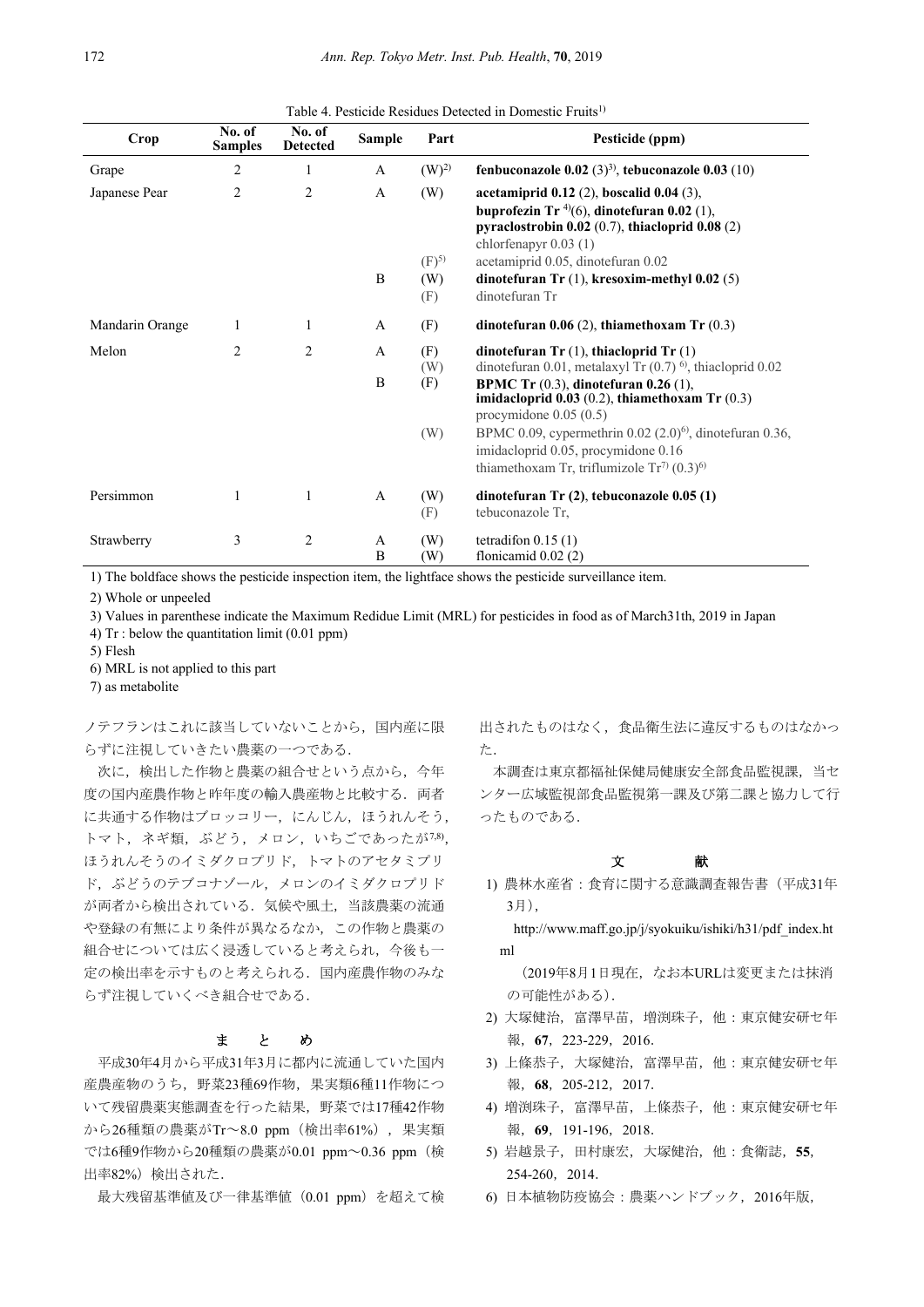Table 4. Pesticide Residues Detected in Domestic Fruits[1)]

| Crop | No. of Samples | No. of Detected | Sample | Part | Pesticide (ppm) |
|---|---|---|---|---|---|
| Grape | 2 | 1 | A | (W)[2)] | **fenbuconazole 0.02** (3)[3)], **tebuconazole 0.03** (10) |
| Japanese Pear | 2 | 2 | A | (W) | **acetamiprid 0.12** (2), **boscalid 0.04** (3), **buprofezin Tr** [4)](6), **dinotefuran 0.02** (1), **pyraclostrobin 0.02** (0.7), **thiacloprid 0.08** (2) chlorfenapyr 0.03 (1) |
| | | | | (F)[5)] | acetamiprid 0.05, dinotefuran 0.02 |
| | | | B | (W) | **dinotefuran Tr** (1), **kresoxim-methyl 0.02** (5) |
| | | | | (F) | dinotefuran Tr |
| Mandarin Orange | 1 | 1 | A | (F) | **dinotefuran 0.06** (2), **thiamethoxam Tr** (0.3) |
| Melon | 2 | 2 | A | (F) | **dinotefuran Tr** (1), **thiacloprid Tr** (1) |
| | | | | (W) | dinotefuran 0.01, metalaxyl Tr (0.7) [6)], thiacloprid 0.02 |
| | | | B | (F) | **BPMC Tr** (0.3), **dinotefuran 0.26** (1), **imidacloprid 0.03** (0.2), **thiamethoxam Tr** (0.3) procymidone 0.05 (0.5) |
| | | | | (W) | BPMC 0.09, cypermethrin 0.02 (2.0)[6)], dinotefuran 0.36, imidacloprid 0.05, procymidone 0.16 thiamethoxam Tr, triflumizole Tr[7)] (0.3)[6)] |
| Persimmon | 1 | 1 | A | (W) | **dinotefuran Tr (2)**, **tebuconazole 0.05 (1)** |
| | | | | (F) | tebuconazole Tr, |
| Strawberry | 3 | 2 | A | (W) | tetradifon 0.15 (1) |
| | | | B | (W) | flonicamid 0.02 (2) |

1) The boldface shows the pesticide inspection item, the lightface shows the pesticide surveillance item.

2) Whole or unpeeled

3) Values in parenthese indicate the Maximum Redidue Limit (MRL) for pesticides in food as of March31th, 2019 in Japan

4) Tr : below the quantitation limit (0.01 ppm)

5) Flesh

6) MRL is not applied to this part

7) as metabolite

ノテフランはこれに該当していないことから，国内産に限らずに注視していきたい農薬の一つである．

次に，検出した作物と農薬の組合せという点から，今年度の国内産農作物と昨年度の輸入農産物と比較する．両者に共通する作物はブロッコリー，にんじん，ほうれんそう，トマト，ネギ類，ぶどう，メロン，いちごであったが[7,8)]，ほうれんそうのイミダクロプリド，トマトのアセタミプリド，ぶどうのテブコナゾール，メロンのイミダクロプリドが両者から検出されている．気候や風土，当該農薬の流通や登録の有無により条件が異なるなか，この作物と農薬の組合せについては広く浸透していると考えられ，今後も一定の検出率を示すものと考えられる．国内産農作物のみならず注視していくべき組合せである．

## ま　と　め

平成30年4月から平成31年3月に都内に流通していた国内産農産物のうち，野菜23種69作物，果実類6種11作物について残留農薬実態調査を行った結果，野菜では17種42作物から26種類の農薬がTr～8.0 ppm（検出率61%），果実類では6種9作物から20種類の農薬が0.01 ppm～0.36 ppm（検出率82%）検出された．

最大残留基準値及び一律基準値（0.01 ppm）を超えて検出されたものはなく，食品衛生法に違反するものはなかった．

本調査は東京都福祉保健局健康安全部食品監視課，当センター広域監視部食品監視第一課及び第二課と協力して行ったものである．

## 文　　献

1) 農林水産省：食育に関する意識調査報告書（平成31年3月），
http://www.maff.go.jp/j/syokuiku/ishiki/h31/pdf_index.html
（2019年8月1日現在，なお本URLは変更または抹消の可能性がある）．
2) 大塚健治，富澤早苗，増渕珠子，他：東京健安研セ年報，**67**，223-229，2016.
3) 上條恭子，大塚健治，富澤早苗，他：東京健安研セ年報，**68**，205-212，2017.
4) 増渕珠子，富澤早苗，上條恭子，他：東京健安研セ年報，**69**，191-196，2018.
5) 岩越景子，田村康宏，大塚健治，他：食衛誌，**55**，254-260，2014.
6) 日本植物防疫協会：農薬ハンドブック，2016年版，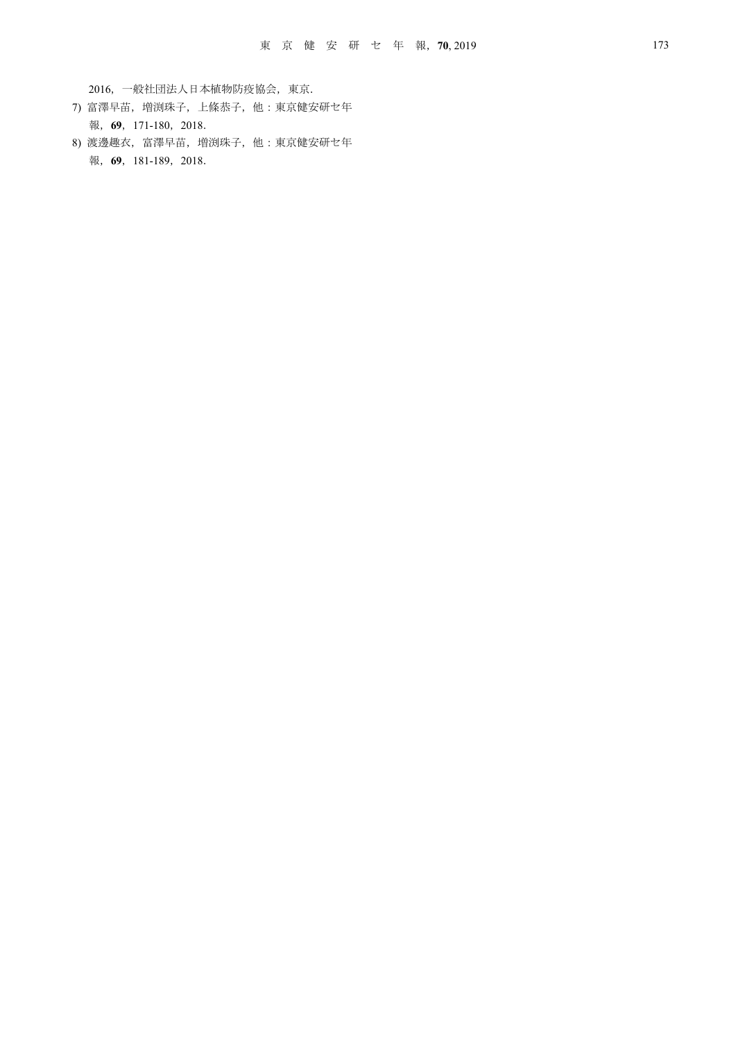2016，一般社団法人日本植物防疫協会，東京.

7) 富澤早苗，増渕珠子，上條恭子，他：東京健安研セ年報，**69**，171-180，2018.

8) 渡邊趣衣，富澤早苗，増渕珠子，他：東京健安研セ年報，**69**，181-189，2018.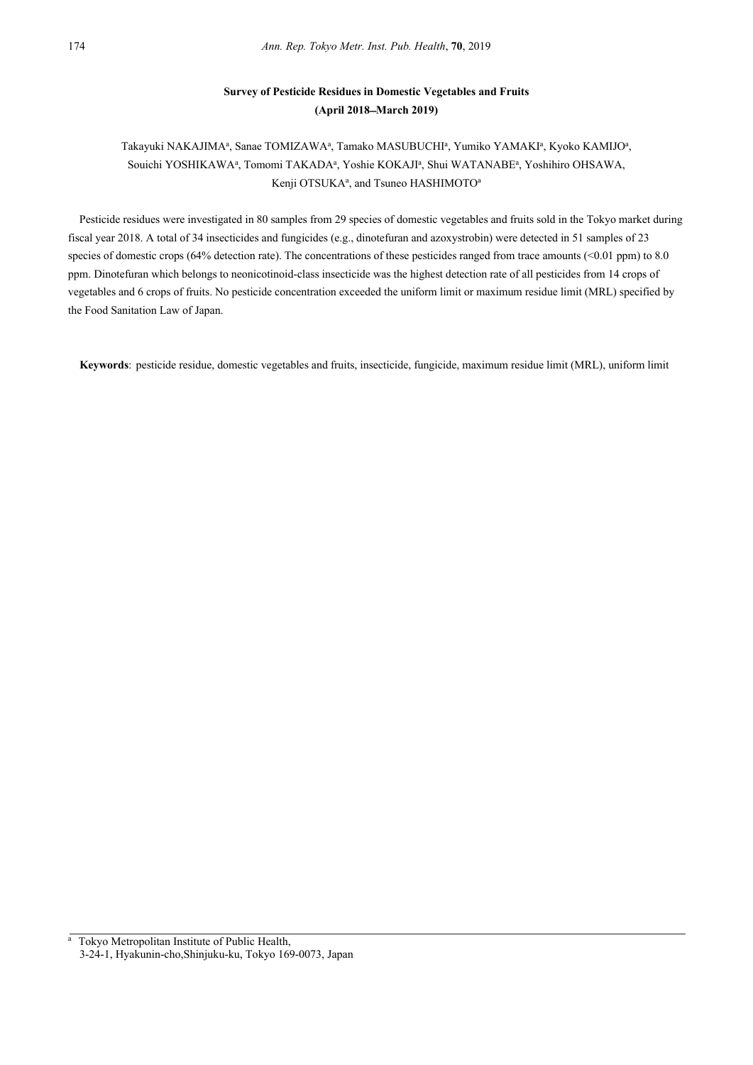# Survey of Pesticide Residues in Domestic Vegetables and Fruits (April 2018–March 2019)

Takayuki NAKAJIMA[a], Sanae TOMIZAWA[a], Tamako MASUBUCHI[a], Yumiko YAMAKI[a], Kyoko KAMIJO[a], Souichi YOSHIKAWA[a], Tomomi TAKADA[a], Yoshie KOKAJI[a], Shui WATANABE[a], Yoshihiro OHSAWA, Kenji OTSUKA[a], and Tsuneo HASHIMOTO[a]

Pesticide residues were investigated in 80 samples from 29 species of domestic vegetables and fruits sold in the Tokyo market during fiscal year 2018. A total of 34 insecticides and fungicides (e.g., dinotefuran and azoxystrobin) were detected in 51 samples of 23 species of domestic crops (64% detection rate). The concentrations of these pesticides ranged from trace amounts (<0.01 ppm) to 8.0 ppm. Dinotefuran which belongs to neonicotinoid-class insecticide was the highest detection rate of all pesticides from 14 crops of vegetables and 6 crops of fruits. No pesticide concentration exceeded the uniform limit or maximum residue limit (MRL) specified by the Food Sanitation Law of Japan.

**Keywords**: pesticide residue, domestic vegetables and fruits, insecticide, fungicide, maximum residue limit (MRL), uniform limit

---

[a] Tokyo Metropolitan Institute of Public Health,
3-24-1, Hyakunin-cho,Shinjuku-ku, Tokyo 169-0073, Japan